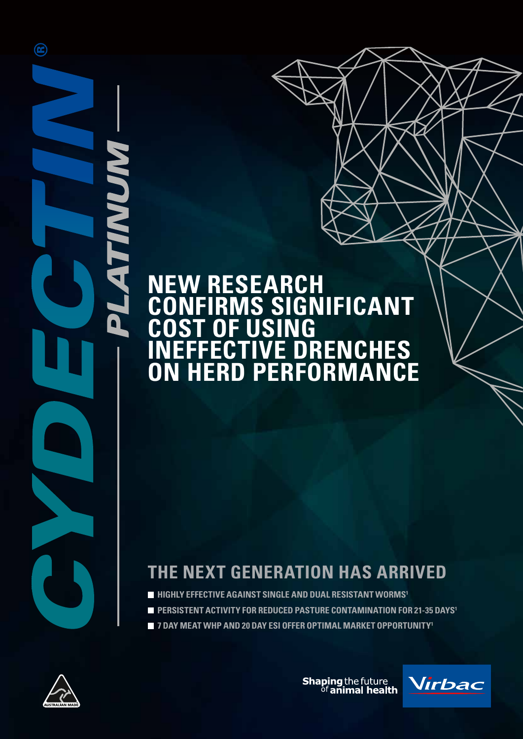CYDECTIN® PLATINUM

# NEW RESEARCH CONFIRMS SIGNIFICANT COST OF USING INEFFECTIVE DRENCHES ON HERD PERFORMANCE

## THE NEXT GENERATION HAS ARRIVED

- HIGHLY EFFECTIVE AGAINST SINGLE AND DUAL RESISTANT WORMS[1]
- PERSISTENT ACTIVITY FOR REDUCED PASTURE CONTAMINATION FOR 21-35 DAYS[1]
- 7 DAY MEAT WHP AND 20 DAY ESI OFFER OPTIMAL MARKET OPPORTUNITY[1]

AUSTRALIAN MADE

**Shaping** the future of **animal health**

Virbac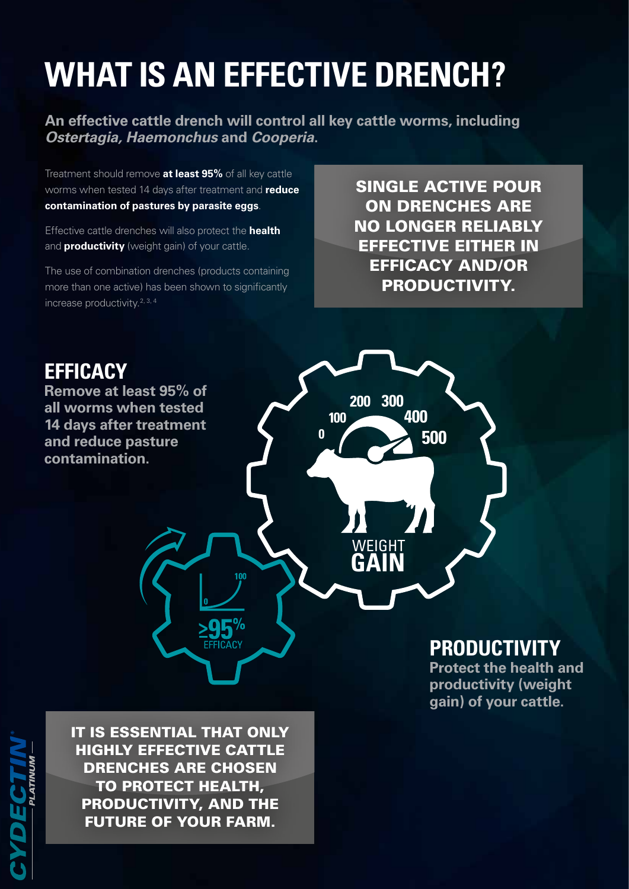# WHAT IS AN EFFECTIVE DRENCH?

**An effective cattle drench will control all key cattle worms, including *Ostertagia, Haemonchus* and *Cooperia*.**

Treatment should remove **at least 95%** of all key cattle worms when tested 14 days after treatment and **reduce contamination of pastures by parasite eggs**.

Effective cattle drenches will also protect the **health** and **productivity** (weight gain) of your cattle.

The use of combination drenches (products containing more than one active) has been shown to significantly increase productivity.[2, 3, 4]

**SINGLE ACTIVE POUR ON DRENCHES ARE NO LONGER RELIABLY EFFECTIVE EITHER IN EFFICACY AND/OR PRODUCTIVITY.**

## EFFICACY

**Remove at least 95% of all worms when tested 14 days after treatment and reduce pasture contamination.**

0 100 200 300 400 500

WEIGHT GAIN

0 100

≥95% EFFICACY

## PRODUCTIVITY

**Protect the health and productivity (weight gain) of your cattle.**

**IT IS ESSENTIAL THAT ONLY HIGHLY EFFECTIVE CATTLE DRENCHES ARE CHOSEN TO PROTECT HEALTH, PRODUCTIVITY, AND THE FUTURE OF YOUR FARM.**

CYDECTIN® PLATINUM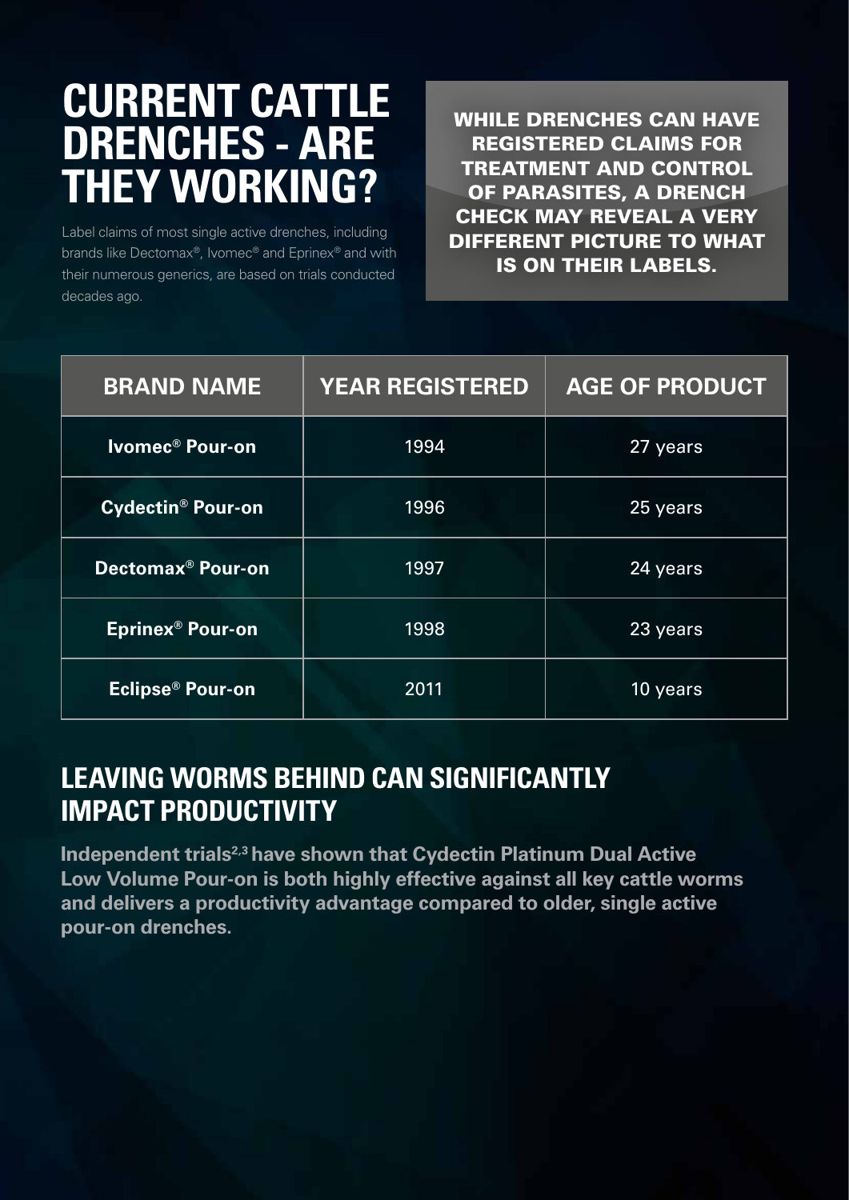# CURRENT CATTLE DRENCHES - ARE THEY WORKING?

Label claims of most single active drenches, including brands like Dectomax®, Ivomec® and Eprinex® and with their numerous generics, are based on trials conducted decades ago.

**WHILE DRENCHES CAN HAVE REGISTERED CLAIMS FOR TREATMENT AND CONTROL OF PARASITES, A DRENCH CHECK MAY REVEAL A VERY DIFFERENT PICTURE TO WHAT IS ON THEIR LABELS.**

| BRAND NAME | YEAR REGISTERED | AGE OF PRODUCT |
|---|---|---|
| **Ivomec® Pour-on** | 1994 | 27 years |
| **Cydectin® Pour-on** | 1996 | 25 years |
| **Dectomax® Pour-on** | 1997 | 24 years |
| **Eprinex® Pour-on** | 1998 | 23 years |
| **Eclipse® Pour-on** | 2011 | 10 years |

## LEAVING WORMS BEHIND CAN SIGNIFICANTLY IMPACT PRODUCTIVITY

**Independent trials[2,3] have shown that Cydectin Platinum Dual Active Low Volume Pour-on is both highly effective against all key cattle worms and delivers a productivity advantage compared to older, single active pour-on drenches.**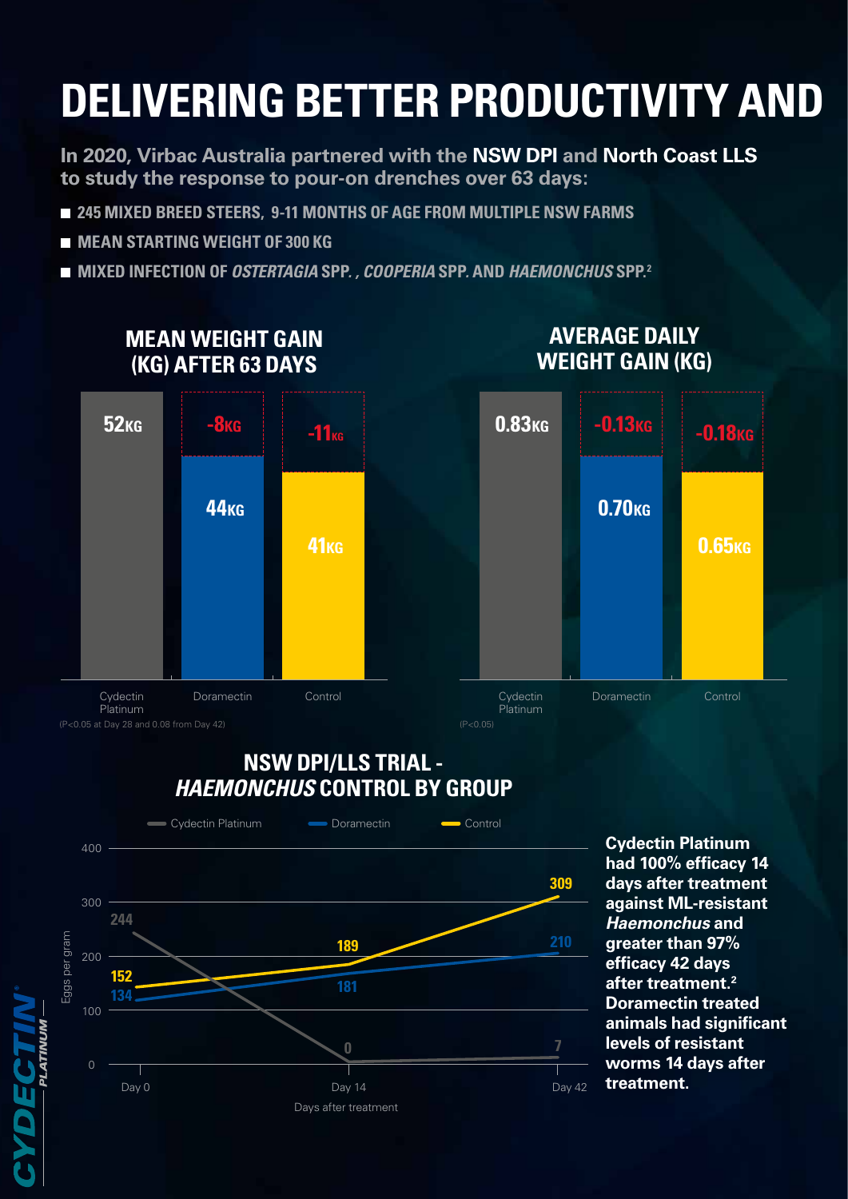# DELIVERING BETTER PRODUCTIVITY AND

**In 2020, Virbac Australia partnered with the NSW DPI and North Coast LLS to study the response to pour-on drenches over 63 days:**

- **245 MIXED BREED STEERS, 9-11 MONTHS OF AGE FROM MULTIPLE NSW FARMS**
- **MEAN STARTING WEIGHT OF 300 KG**
- **MIXED INFECTION OF *OSTERTAGIA* SPP. , *COOPERIA* SPP. AND *HAEMONCHUS* SPP.[2]**

## MEAN WEIGHT GAIN (KG) AFTER 63 DAYS

| | Cydectin Platinum | Doramectin | Control |
|---|---|---|---|
| Mean weight gain | 52KG | 44KG | 41KG |
| Difference | | -8KG | -11KG |

(P<0.05 at Day 28 and 0.08 from Day 42)

## AVERAGE DAILY WEIGHT GAIN (KG)

| | Cydectin Platinum | Doramectin | Control |
|---|---|---|---|
| Average daily weight gain | 0.83KG | 0.70KG | 0.65KG |
| Difference | | -0.13KG | -0.18KG |

(P<0.05)

## NSW DPI/LLS TRIAL - *HAEMONCHUS* CONTROL BY GROUP

Eggs per gram by days after treatment:

| | Day 0 | Day 14 | Day 42 |
|---|---|---|---|
| Cydectin Platinum | 244 | 0 | 7 |
| Doramectin | 134 | 181 | 210 |
| Control | 152 | 189 | 309 |

**Cydectin Platinum had 100% efficacy 14 days after treatment against ML-resistant *Haemonchus* and greater than 97% efficacy 42 days after treatment.[2] Doramectin treated animals had significant levels of resistant worms 14 days after treatment.**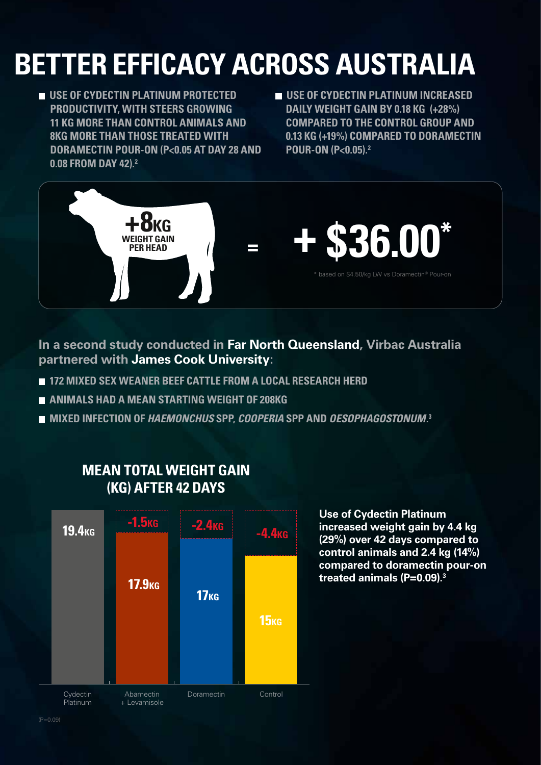# BETTER EFFICACY ACROSS AUSTRALIA

- USE OF CYDECTIN PLATINUM PROTECTED PRODUCTIVITY, WITH STEERS GROWING 11 KG MORE THAN CONTROL ANIMALS AND 8KG MORE THAN THOSE TREATED WITH DORAMECTIN POUR-ON ($P<0.05$ AT DAY 28 AND 0.08 FROM DAY 42).[2]
- USE OF CYDECTIN PLATINUM INCREASED DAILY WEIGHT GAIN BY 0.18 KG (+28%) COMPARED TO THE CONTROL GROUP AND 0.13 KG (+19%) COMPARED TO DORAMECTIN POUR-ON ($P<0.05$).[2]

**+8KG WEIGHT GAIN PER HEAD = + $36.00***

* based on $4.50/kg LW vs Doramectin® Pour-on

**In a second study conducted in Far North Queensland, Virbac Australia partnered with James Cook University:**

- 172 MIXED SEX WEANER BEEF CATTLE FROM A LOCAL RESEARCH HERD
- ANIMALS HAD A MEAN STARTING WEIGHT OF 208KG
- MIXED INFECTION OF *HAEMONCHUS* SPP, *COOPERIA* SPP AND *OESOPHAGOSTONUM*.[3]

## MEAN TOTAL WEIGHT GAIN (KG) AFTER 42 DAYS

| Treatment | Mean total weight gain | Difference vs Cydectin Platinum |
| --- | --- | --- |
| Cydectin Platinum | 19.4KG | |
| Abamectin + Levamisole | 17.9KG | -1.5KG |
| Doramectin | 17KG | -2.4KG |
| Control | 15KG | -4.4KG |

($P=0.09$)

**Use of Cydectin Platinum increased weight gain by 4.4 kg (29%) over 42 days compared to control animals and 2.4 kg (14%) compared to doramectin pour-on treated animals ($P=0.09$).[3]**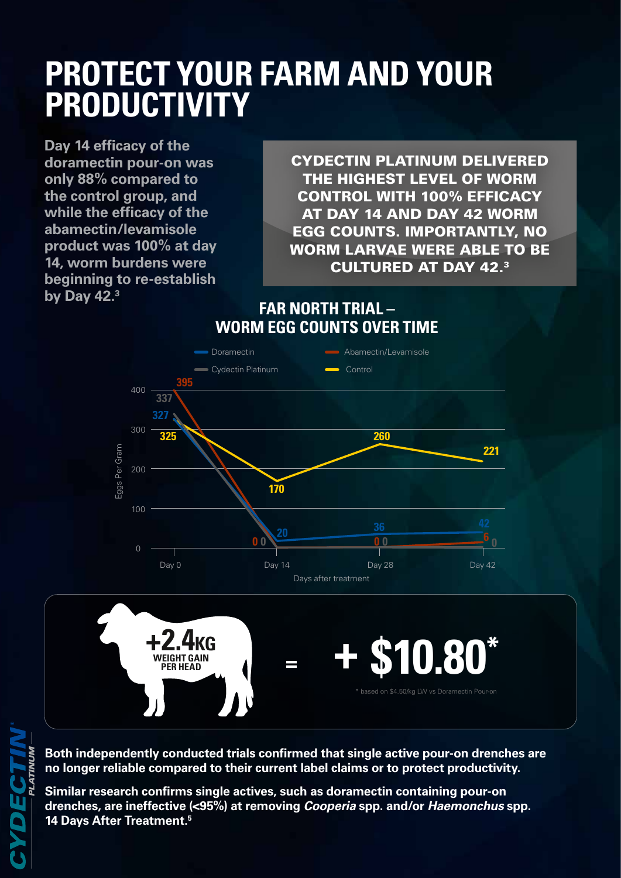# PROTECT YOUR FARM AND YOUR PRODUCTIVITY

**Day 14 efficacy of the doramectin pour-on was only 88% compared to the control group, and while the efficacy of the abamectin/levamisole product was 100% at day 14, worm burdens were beginning to re-establish by Day 42.[3]**

**CYDECTIN PLATINUM DELIVERED THE HIGHEST LEVEL OF WORM CONTROL WITH 100% EFFICACY AT DAY 14 AND DAY 42 WORM EGG COUNTS. IMPORTANTLY, NO WORM LARVAE WERE ABLE TO BE CULTURED AT DAY 42.[3]**

## FAR NORTH TRIAL – WORM EGG COUNTS OVER TIME

Eggs Per Gram

| Days after treatment | Doramectin | Abamectin/Levamisole | Cydectin Platinum | Control |
|---|---|---|---|---|
| Day 0 | 327 | 395 | 337 | 325 |
| Day 14 | 20 | 0 | 0 | 170 |
| Day 28 | 36 | 0 | 0 | 260 |
| Day 42 | 42 | 6 | 0 | 221 |

**+2.4KG WEIGHT GAIN PER HEAD = + $10.80***

* based on $4.50/kg LW vs Doramectin Pour-on

**Both independently conducted trials confirmed that single active pour-on drenches are no longer reliable compared to their current label claims or to protect productivity.**

**Similar research confirms single actives, such as doramectin containing pour-on drenches, are ineffective (<95%) at removing *Cooperia* spp. and/or *Haemonchus* spp. 14 Days After Treatment.[5]**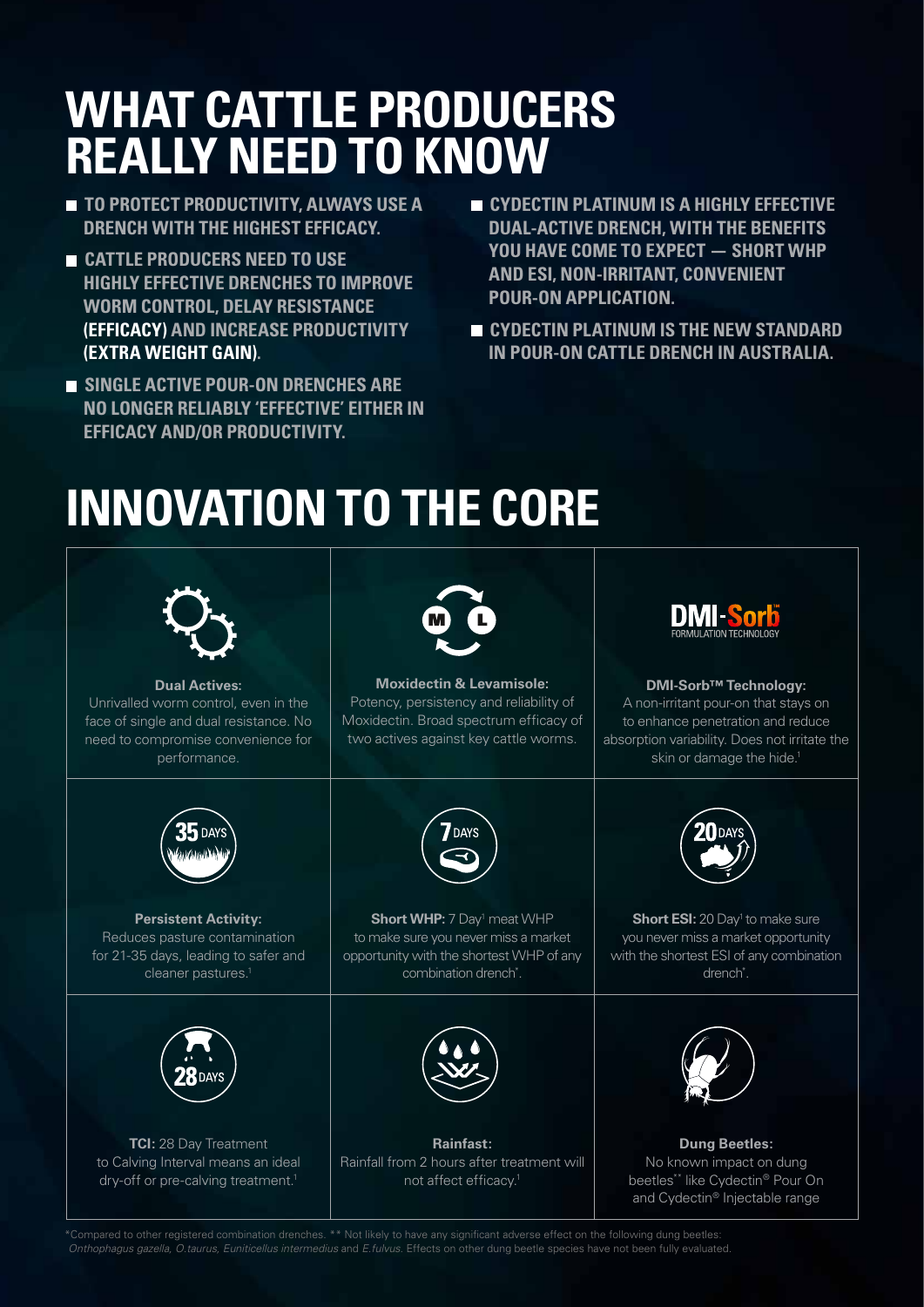# WHAT CATTLE PRODUCERS REALLY NEED TO KNOW

- **TO PROTECT PRODUCTIVITY, ALWAYS USE A DRENCH WITH THE HIGHEST EFFICACY.**
- **CATTLE PRODUCERS NEED TO USE HIGHLY EFFECTIVE DRENCHES TO IMPROVE WORM CONTROL, DELAY RESISTANCE (EFFICACY) AND INCREASE PRODUCTIVITY (EXTRA WEIGHT GAIN).**
- **SINGLE ACTIVE POUR-ON DRENCHES ARE NO LONGER RELIABLY 'EFFECTIVE' EITHER IN EFFICACY AND/OR PRODUCTIVITY.**
- **CYDECTIN PLATINUM IS A HIGHLY EFFECTIVE DUAL-ACTIVE DRENCH, WITH THE BENEFITS YOU HAVE COME TO EXPECT — SHORT WHP AND ESI, NON-IRRITANT, CONVENIENT POUR-ON APPLICATION.**
- **CYDECTIN PLATINUM IS THE NEW STANDARD IN POUR-ON CATTLE DRENCH IN AUSTRALIA.**

# INNOVATION TO THE CORE

| | | |
|---|---|---|
| **Dual Actives:** Unrivalled worm control, even in the face of single and dual resistance. No need to compromise convenience for performance. | **Moxidectin & Levamisole:** Potency, persistency and reliability of Moxidectin. Broad spectrum efficacy of two actives against key cattle worms. | DMI-Sorb™ FORMULATION TECHNOLOGY **DMI-Sorb™ Technology:** A non-irritant pour-on that stays on to enhance penetration and reduce absorption variability. Does not irritate the skin or damage the hide.[1] |
| 35 DAYS **Persistent Activity:** Reduces pasture contamination for 21-35 days, leading to safer and cleaner pastures.[1] | 7 DAYS **Short WHP:** 7 Day[1] meat WHP to make sure you never miss a market opportunity with the shortest WHP of any combination drench*. | 20 DAYS **Short ESI:** 20 Day[1] to make sure you never miss a market opportunity with the shortest ESI of any combination drench*. |
| 28 DAYS **TCI:** 28 Day Treatment to Calving Interval means an ideal dry-off or pre-calving treatment.[1] | **Rainfast:** Rainfall from 2 hours after treatment will not affect efficacy.[1] | **Dung Beetles:** No known impact on dung beetles** like Cydectin® Pour On and Cydectin® Injectable range |

*Compared to other registered combination drenches. ** Not likely to have any significant adverse effect on the following dung beetles: *Onthophagus gazella, O.taurus, Euniticellus intermedius* and *E.fulvus*. Effects on other dung beetle species have not been fully evaluated.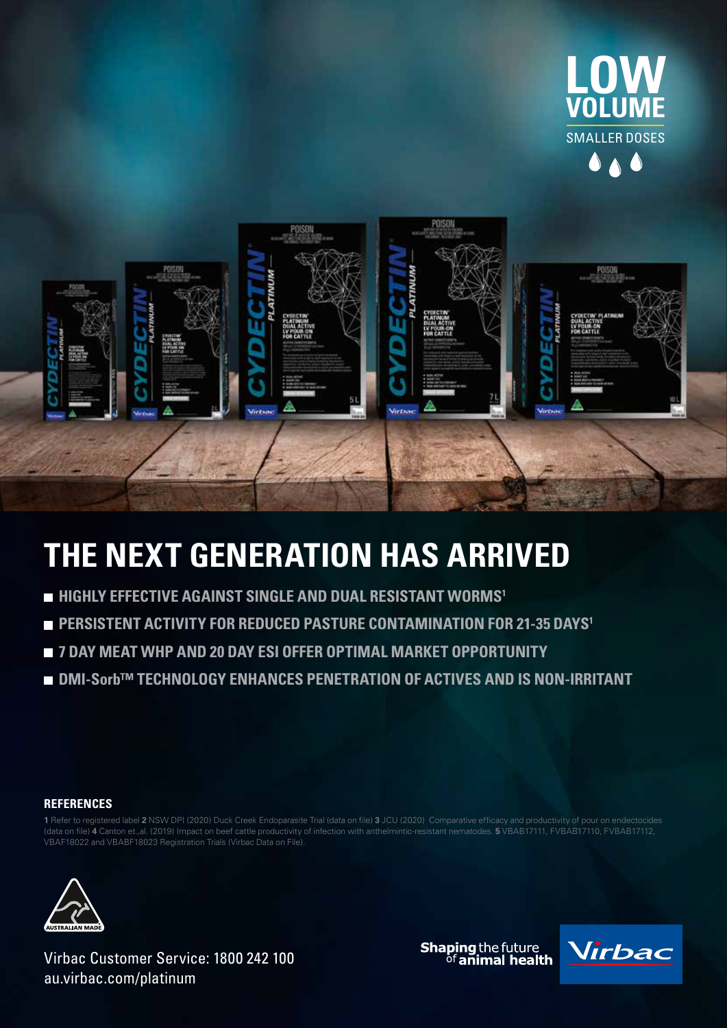**LOW VOLUME**

SMALLER DOSES

# THE NEXT GENERATION HAS ARRIVED

- HIGHLY EFFECTIVE AGAINST SINGLE AND DUAL RESISTANT WORMS[1]
- PERSISTENT ACTIVITY FOR REDUCED PASTURE CONTAMINATION FOR 21-35 DAYS[1]
- 7 DAY MEAT WHP AND 20 DAY ESI OFFER OPTIMAL MARKET OPPORTUNITY
- DMI-Sorb™ TECHNOLOGY ENHANCES PENETRATION OF ACTIVES AND IS NON-IRRITANT

**REFERENCES**

**1** Refer to registered label **2** NSW DPI (2020) Duck Creek Endoparasite Trial (data on file) **3** JCU (2020) Comparative efficacy and productivity of pour on endectocides (data on file) **4** Canton et.,al. (2019) Impact on beef cattle productivity of infection with anthelmintic-resistant nematodes. **5** VBAB17111, FVBAB17110, FVBAB17112, VBAF18022 and VBABF18023 Registration Trials (Virbac Data on File).

AUSTRALIAN MADE

Virbac Customer Service: 1800 242 100
au.virbac.com/platinum

**Shaping** the future of **animal health**

Virbac